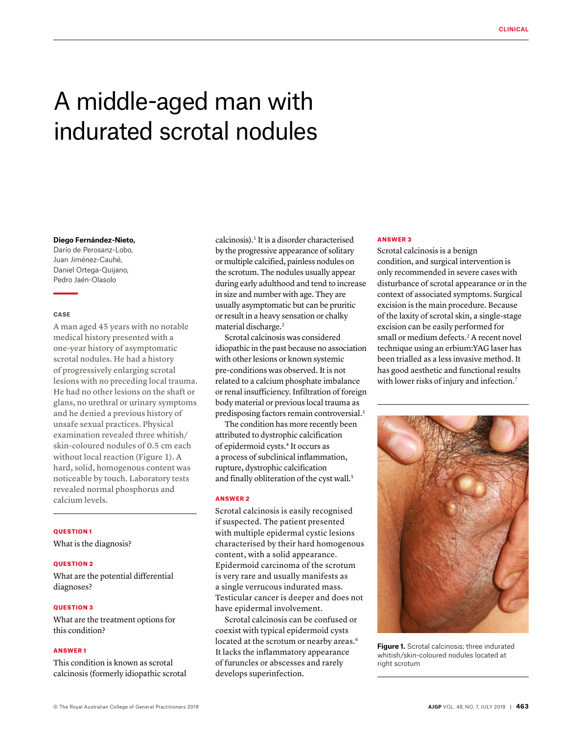# A middle-aged man with indurated scrotal nodules

**Diego Fernández-Nieto,** Darío de Perosanz-Lobo, Juan Jiménez-Cauhé, Daniel Ortega-Quijano, Pedro Jaén-Olasolo

## CASE

A man aged 45 years with no notable medical history presented with a one-year history of asymptomatic scrotal nodules. He had a history of progressively enlarging scrotal lesions with no preceding local trauma. He had no other lesions on the shaft or glans, no urethral or urinary symptoms and he denied a previous history of unsafe sexual practices. Physical examination revealed three whitish/skin-coloured nodules of 0.5 cm each without local reaction (Figure 1). A hard, solid, homogenous content was noticeable by touch. Laboratory tests revealed normal phosphorus and calcium levels.

### QUESTION 1

What is the diagnosis?

### QUESTION 2

What are the potential differential diagnoses?

### QUESTION 3

What are the treatment options for this condition?

### ANSWER 1

This condition is known as scrotal calcinosis (formerly idiopathic scrotal calcinosis).[1] It is a disorder characterised by the progressive appearance of solitary or multiple calcified, painless nodules on the scrotum. The nodules usually appear during early adulthood and tend to increase in size and number with age. They are usually asymptomatic but can be pruritic or result in a heavy sensation or chalky material discharge.[2]

Scrotal calcinosis was considered idiopathic in the past because no association with other lesions or known systemic pre-conditions was observed. It is not related to a calcium phosphate imbalance or renal insufficiency. Infiltration of foreign body material or previous local trauma as predisposing factors remain controversial.[3]

The condition has more recently been attributed to dystrophic calcification of epidermoid cysts.[4] It occurs as a process of subclinical inflammation, rupture, dystrophic calcification and finally obliteration of the cyst wall.[5]

### ANSWER 2

Scrotal calcinosis is easily recognised if suspected. The patient presented with multiple epidermal cystic lesions characterised by their hard homogenous content, with a solid appearance. Epidermoid carcinoma of the scrotum is very rare and usually manifests as a single verrucous indurated mass. Testicular cancer is deeper and does not have epidermal involvement.

Scrotal calcinosis can be confused or coexist with typical epidermoid cysts located at the scrotum or nearby areas.[6] It lacks the inflammatory appearance of furuncles or abscesses and rarely develops superinfection.

### ANSWER 3

Scrotal calcinosis is a benign condition, and surgical intervention is only recommended in severe cases with disturbance of scrotal appearance or in the context of associated symptoms. Surgical excision is the main procedure. Because of the laxity of scrotal skin, a single-stage excision can be easily performed for small or medium defects.[2] A recent novel technique using an erbium:YAG laser has been trialled as a less invasive method. It has good aesthetic and functional results with lower risks of injury and infection.[7]

**Figure 1.** Scrotal calcinosis; three indurated whitish/skin-coloured nodules located at right scrotum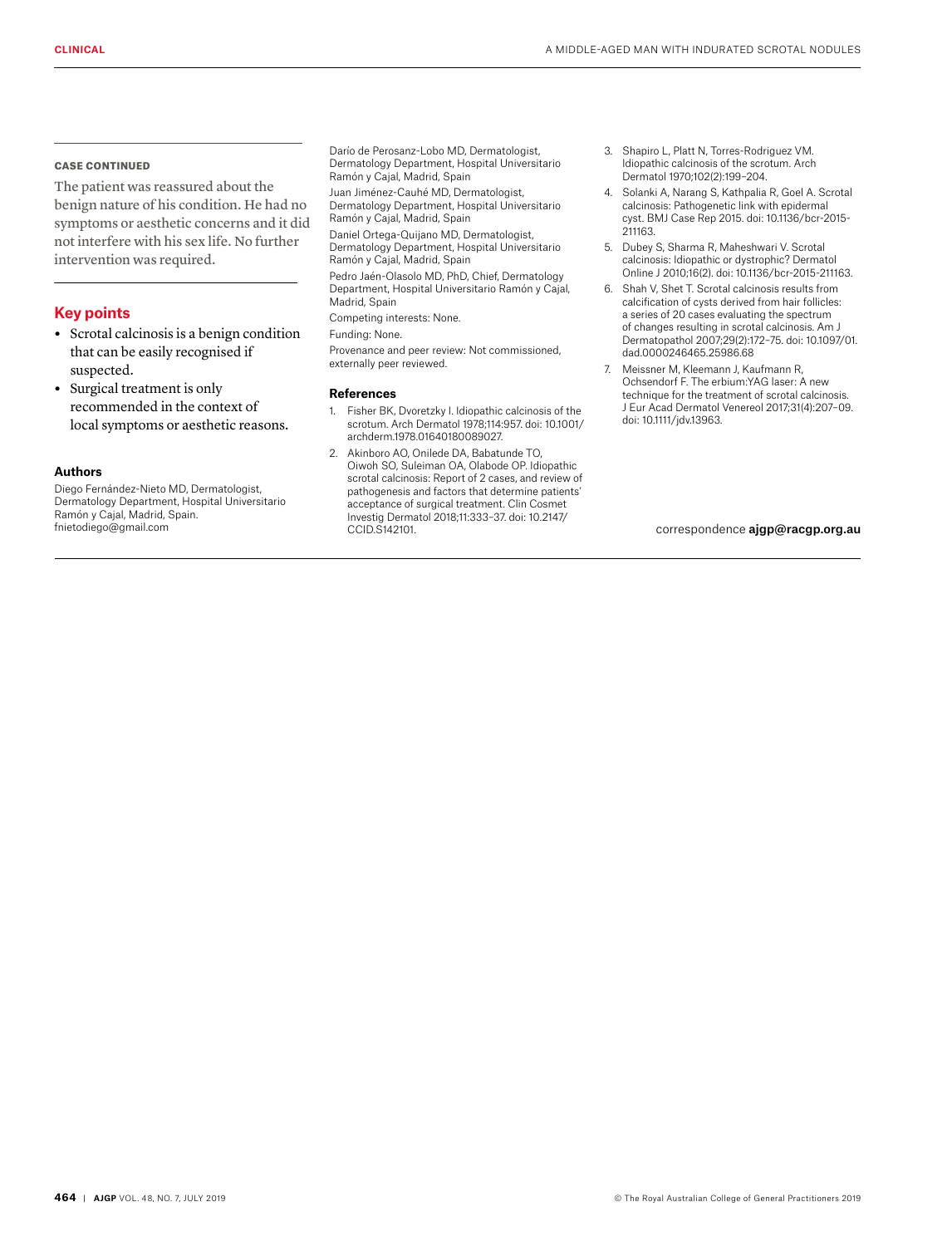#### CASE CONTINUED

The patient was reassured about the benign nature of his condition. He had no symptoms or aesthetic concerns and it did not interfere with his sex life. No further intervention was required.

## Key points

- Scrotal calcinosis is a benign condition that can be easily recognised if suspected.
- Surgical treatment is only recommended in the context of local symptoms or aesthetic reasons.

### Authors

Diego Fernández-Nieto MD, Dermatologist, Dermatology Department, Hospital Universitario Ramón y Cajal, Madrid, Spain. fnietodiego@gmail.com

Darío de Perosanz-Lobo MD, Dermatologist, Dermatology Department, Hospital Universitario Ramón y Cajal, Madrid, Spain

Juan Jiménez-Cauhé MD, Dermatologist, Dermatology Department, Hospital Universitario Ramón y Cajal, Madrid, Spain

Daniel Ortega-Quijano MD, Dermatologist, Dermatology Department, Hospital Universitario Ramón y Cajal, Madrid, Spain

Pedro Jaén-Olasolo MD, PhD, Chief, Dermatology Department, Hospital Universitario Ramón y Cajal, Madrid, Spain

Competing interests: None.

Funding: None.

Provenance and peer review: Not commissioned, externally peer reviewed.

### References

1. Fisher BK, Dvoretzky I. Idiopathic calcinosis of the scrotum. Arch Dermatol 1978;114:957. doi: 10.1001/archderm.1978.01640180089027.
2. Akinboro AO, Onilede DA, Babatunde TO, Oiwoh SO, Suleiman OA, Olabode OP. Idiopathic scrotal calcinosis: Report of 2 cases, and review of pathogenesis and factors that determine patients' acceptance of surgical treatment. Clin Cosmet Investig Dermatol 2018;11:333–37. doi: 10.2147/CCID.S142101.
3. Shapiro L, Platt N, Torres-Rodriguez VM. Idiopathic calcinosis of the scrotum. Arch Dermatol 1970;102(2):199–204.
4. Solanki A, Narang S, Kathpalia R, Goel A. Scrotal calcinosis: Pathogenetic link with epidermal cyst. BMJ Case Rep 2015. doi: 10.1136/bcr-2015-211163.
5. Dubey S, Sharma R, Maheshwari V. Scrotal calcinosis: Idiopathic or dystrophic? Dermatol Online J 2010;16(2). doi: 10.1136/bcr-2015-211163.
6. Shah V, Shet T. Scrotal calcinosis results from calcification of cysts derived from hair follicles: a series of 20 cases evaluating the spectrum of changes resulting in scrotal calcinosis. Am J Dermatopathol 2007;29(2):172–75. doi: 10.1097/01.dad.0000246465.25986.68
7. Meissner M, Kleemann J, Kaufmann R, Ochsendorf F. The erbium:YAG laser: A new technique for the treatment of scrotal calcinosis. J Eur Acad Dermatol Venereol 2017;31(4):207–09. doi: 10.1111/jdv.13963.

correspondence **ajgp@racgp.org.au**